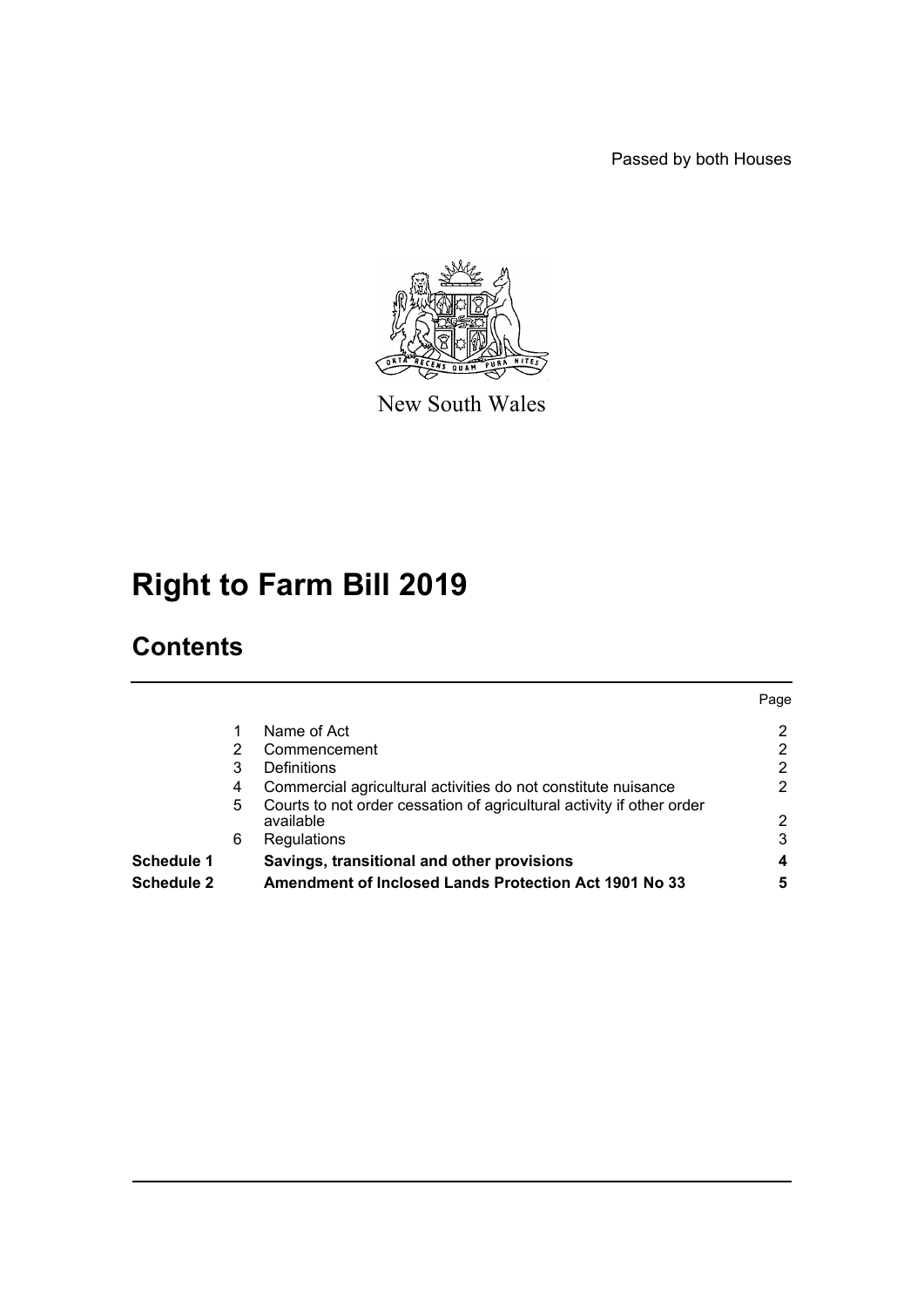Passed by both Houses

New South Wales

# Right to Farm Bill 2019

## Contents

| | | | Page |
|---|---|---|---|
| | 1 | Name of Act | 2 |
| | 2 | Commencement | 2 |
| | 3 | Definitions | 2 |
| | 4 | Commercial agricultural activities do not constitute nuisance | 2 |
| | 5 | Courts to not order cessation of agricultural activity if other order available | 2 |
| | 6 | Regulations | 3 |
| **Schedule 1** | | **Savings, transitional and other provisions** | **4** |
| **Schedule 2** | | **Amendment of Inclosed Lands Protection Act 1901 No 33** | **5** |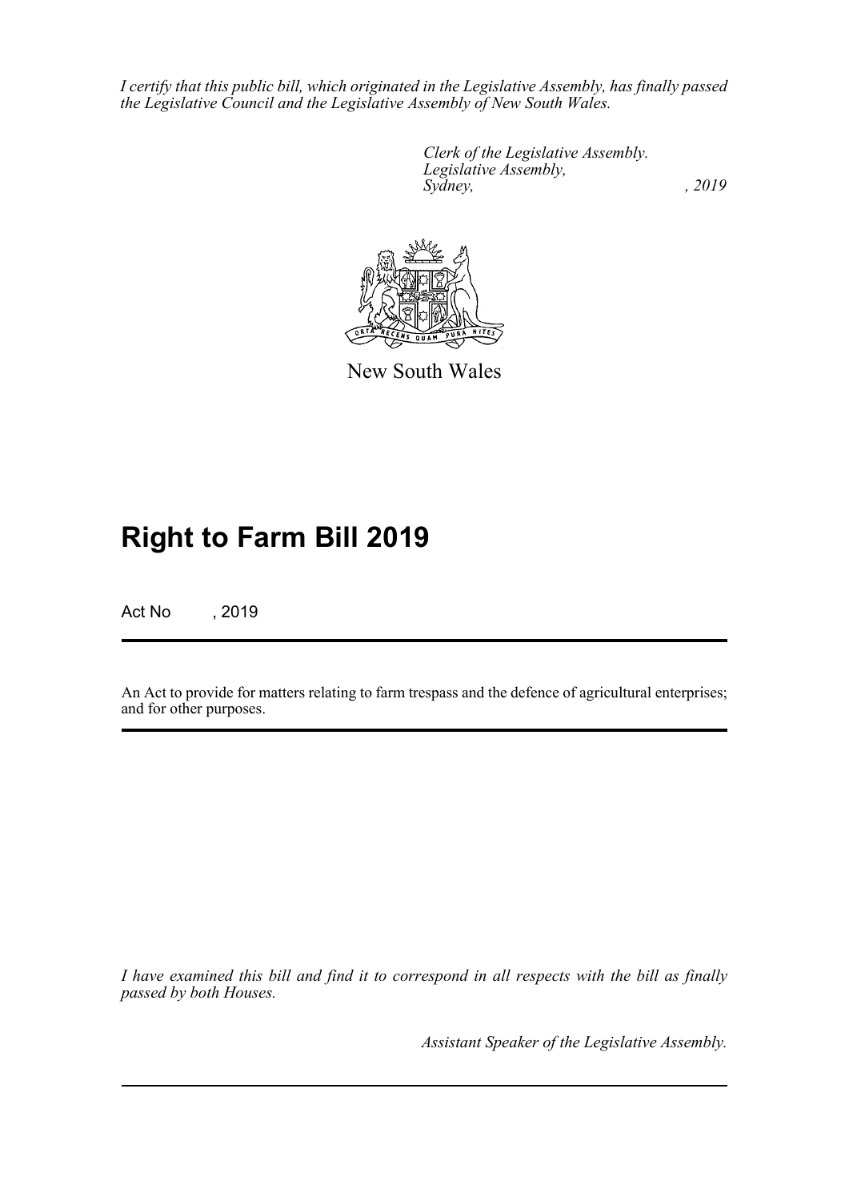*I certify that this public bill, which originated in the Legislative Assembly, has finally passed the Legislative Council and the Legislative Assembly of New South Wales.*

*Clerk of the Legislative Assembly.*
*Legislative Assembly,*
*Sydney, , 2019*

New South Wales

# Right to Farm Bill 2019

Act No , 2019

An Act to provide for matters relating to farm trespass and the defence of agricultural enterprises; and for other purposes.

*I have examined this bill and find it to correspond in all respects with the bill as finally passed by both Houses.*

*Assistant Speaker of the Legislative Assembly.*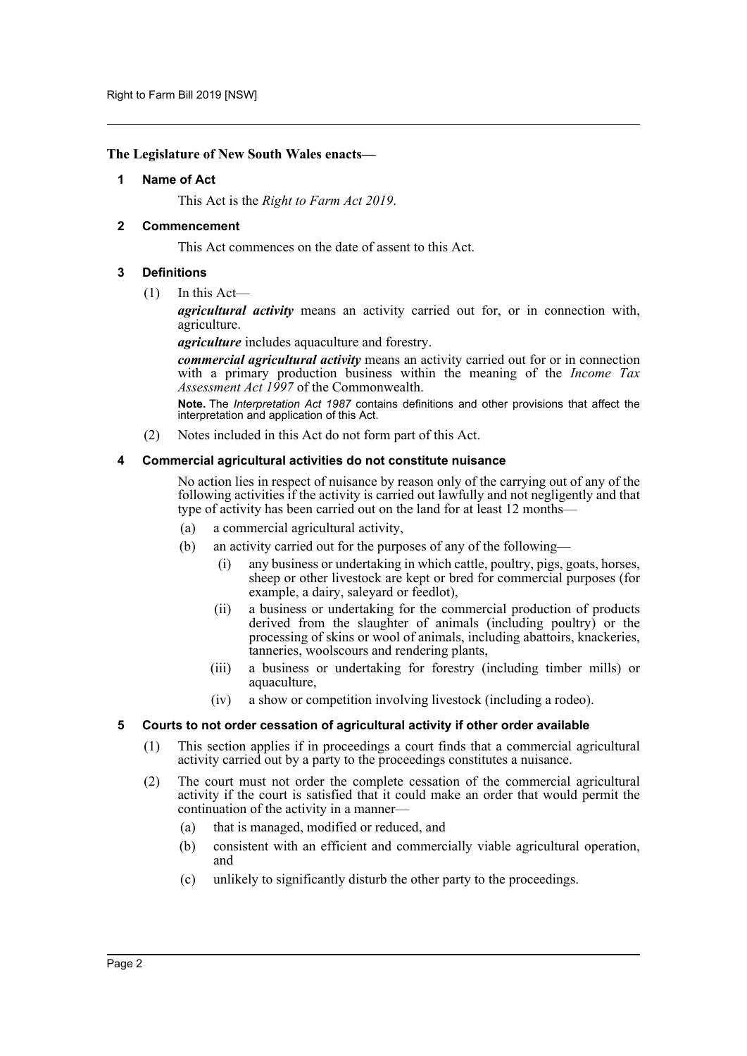**The Legislature of New South Wales enacts—**

## 1 Name of Act

This Act is the *Right to Farm Act 2019*.

## 2 Commencement

This Act commences on the date of assent to this Act.

## 3 Definitions

(1) In this Act—

***agricultural activity*** means an activity carried out for, or in connection with, agriculture.

***agriculture*** includes aquaculture and forestry.

***commercial agricultural activity*** means an activity carried out for or in connection with a primary production business within the meaning of the *Income Tax Assessment Act 1997* of the Commonwealth.

**Note.** The *Interpretation Act 1987* contains definitions and other provisions that affect the interpretation and application of this Act.

(2) Notes included in this Act do not form part of this Act.

## 4 Commercial agricultural activities do not constitute nuisance

No action lies in respect of nuisance by reason only of the carrying out of any of the following activities if the activity is carried out lawfully and not negligently and that type of activity has been carried out on the land for at least 12 months—

(a) a commercial agricultural activity,

(b) an activity carried out for the purposes of any of the following—

(i) any business or undertaking in which cattle, poultry, pigs, goats, horses, sheep or other livestock are kept or bred for commercial purposes (for example, a dairy, saleyard or feedlot),

(ii) a business or undertaking for the commercial production of products derived from the slaughter of animals (including poultry) or the processing of skins or wool of animals, including abattoirs, knackeries, tanneries, woolscours and rendering plants,

(iii) a business or undertaking for forestry (including timber mills) or aquaculture,

(iv) a show or competition involving livestock (including a rodeo).

## 5 Courts to not order cessation of agricultural activity if other order available

(1) This section applies if in proceedings a court finds that a commercial agricultural activity carried out by a party to the proceedings constitutes a nuisance.

(2) The court must not order the complete cessation of the commercial agricultural activity if the court is satisfied that it could make an order that would permit the continuation of the activity in a manner—

(a) that is managed, modified or reduced, and

(b) consistent with an efficient and commercially viable agricultural operation, and

(c) unlikely to significantly disturb the other party to the proceedings.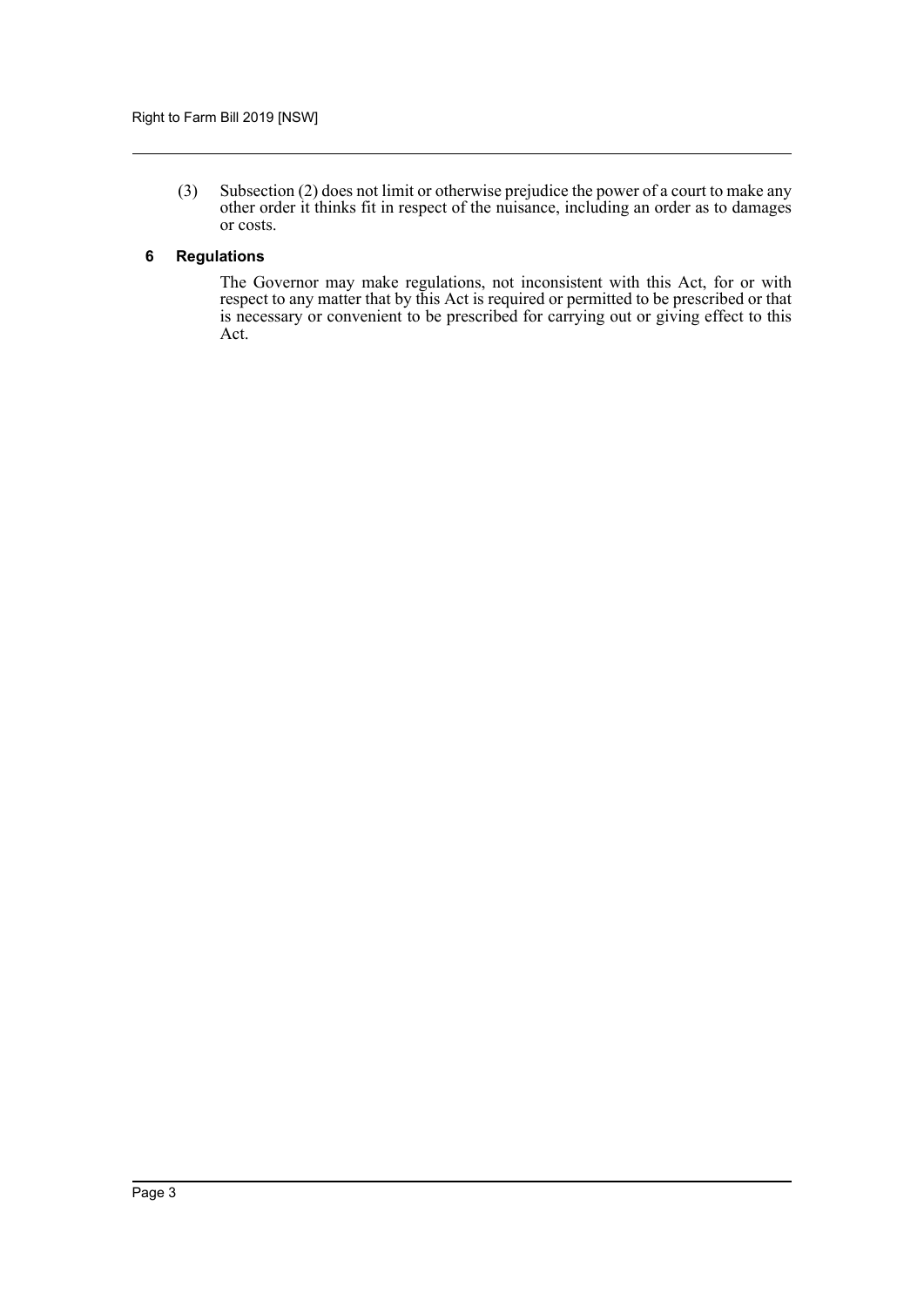(3) Subsection (2) does not limit or otherwise prejudice the power of a court to make any other order it thinks fit in respect of the nuisance, including an order as to damages or costs.

### 6 Regulations

The Governor may make regulations, not inconsistent with this Act, for or with respect to any matter that by this Act is required or permitted to be prescribed or that is necessary or convenient to be prescribed for carrying out or giving effect to this Act.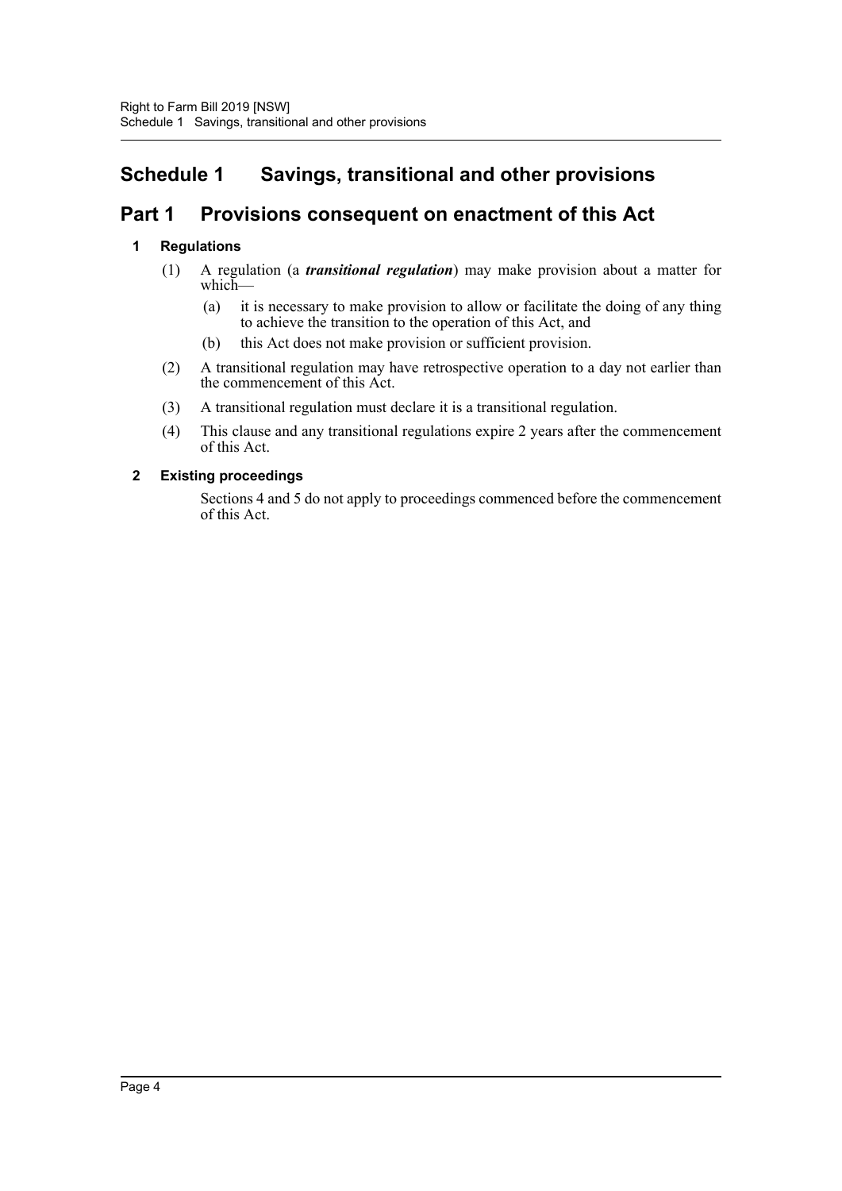# Schedule 1 Savings, transitional and other provisions

## Part 1 Provisions consequent on enactment of this Act

### 1 Regulations

(1) A regulation (a ***transitional regulation***) may make provision about a matter for which—

(a) it is necessary to make provision to allow or facilitate the doing of any thing to achieve the transition to the operation of this Act, and

(b) this Act does not make provision or sufficient provision.

(2) A transitional regulation may have retrospective operation to a day not earlier than the commencement of this Act.

(3) A transitional regulation must declare it is a transitional regulation.

(4) This clause and any transitional regulations expire 2 years after the commencement of this Act.

### 2 Existing proceedings

Sections 4 and 5 do not apply to proceedings commenced before the commencement of this Act.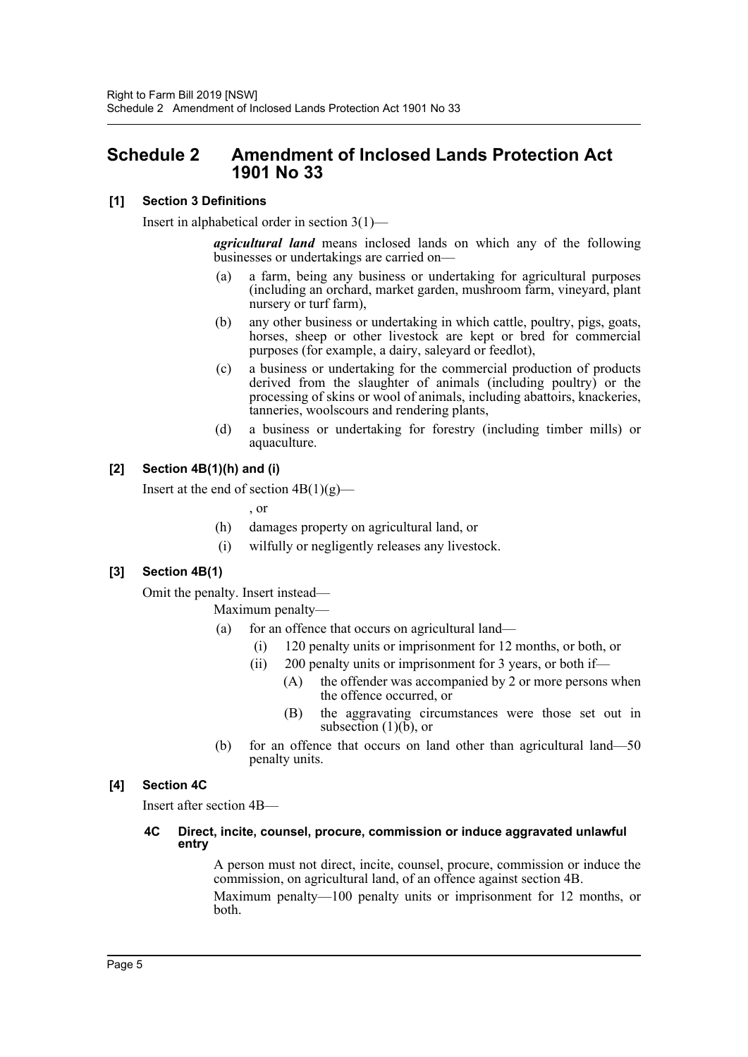# Schedule 2 Amendment of Inclosed Lands Protection Act 1901 No 33

### [1] Section 3 Definitions

Insert in alphabetical order in section 3(1)—

> ***agricultural land*** means inclosed lands on which any of the following businesses or undertakings are carried on—
>
> (a) a farm, being any business or undertaking for agricultural purposes (including an orchard, market garden, mushroom farm, vineyard, plant nursery or turf farm),
>
> (b) any other business or undertaking in which cattle, poultry, pigs, goats, horses, sheep or other livestock are kept or bred for commercial purposes (for example, a dairy, saleyard or feedlot),
>
> (c) a business or undertaking for the commercial production of products derived from the slaughter of animals (including poultry) or the processing of skins or wool of animals, including abattoirs, knackeries, tanneries, woolscours and rendering plants,
>
> (d) a business or undertaking for forestry (including timber mills) or aquaculture.

### [2] Section 4B(1)(h) and (i)

Insert at the end of section 4B(1)(g)—

> , or
>
> (h) damages property on agricultural land, or
>
> (i) wilfully or negligently releases any livestock.

### [3] Section 4B(1)

Omit the penalty. Insert instead—

> Maximum penalty—
>
> (a) for an offence that occurs on agricultural land—
>
> (i) 120 penalty units or imprisonment for 12 months, or both, or
>
> (ii) 200 penalty units or imprisonment for 3 years, or both if—
>
> (A) the offender was accompanied by 2 or more persons when the offence occurred, or
>
> (B) the aggravating circumstances were those set out in subsection (1)(b), or
>
> (b) for an offence that occurs on land other than agricultural land—50 penalty units.

### [4] Section 4C

Insert after section 4B—

> **4C Direct, incite, counsel, procure, commission or induce aggravated unlawful entry**
>
> A person must not direct, incite, counsel, procure, commission or induce the commission, on agricultural land, of an offence against section 4B.
>
> Maximum penalty—100 penalty units or imprisonment for 12 months, or both.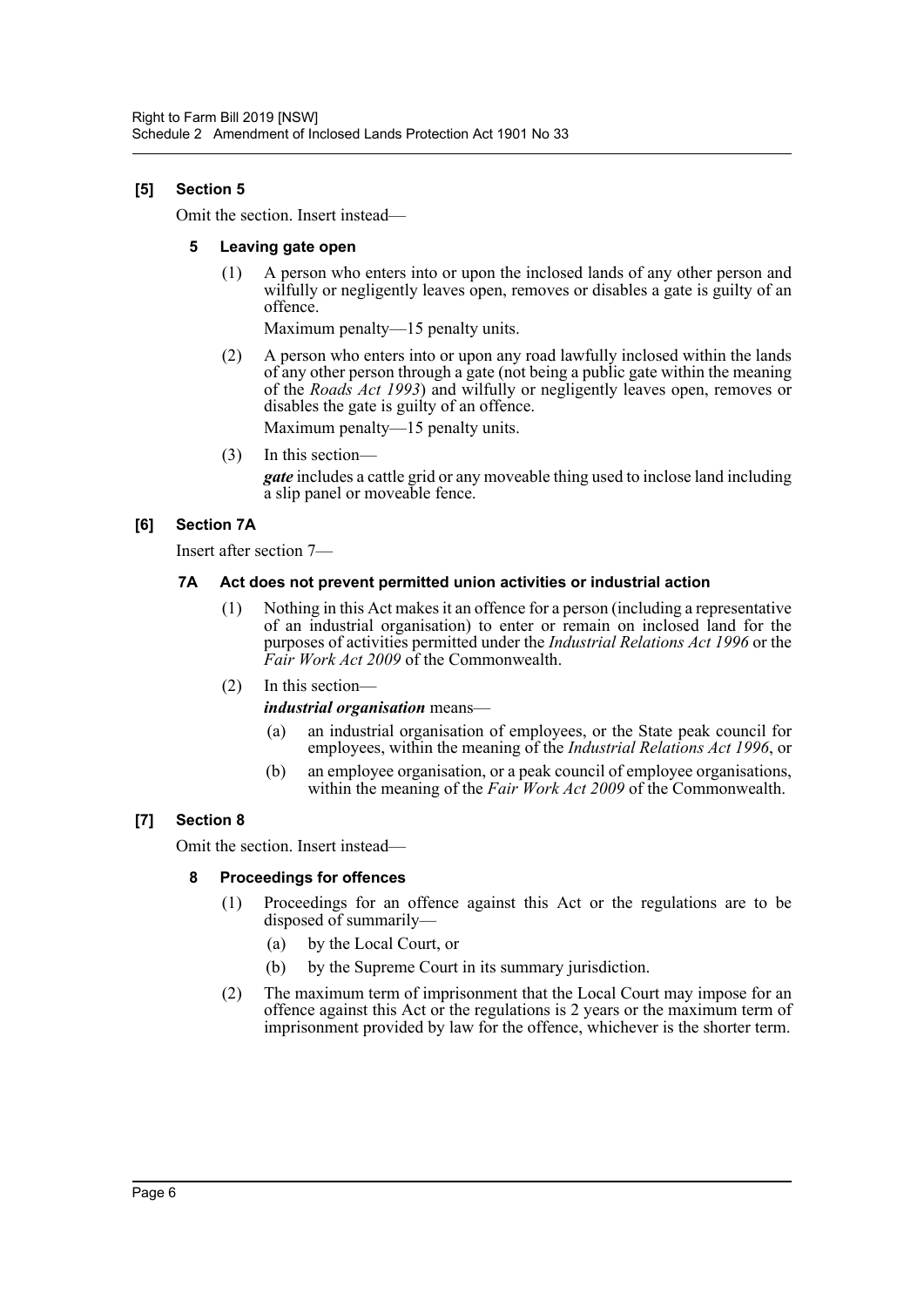## [5] Section 5

Omit the section. Insert instead—

### 5 Leaving gate open

(1) A person who enters into or upon the inclosed lands of any other person and wilfully or negligently leaves open, removes or disables a gate is guilty of an offence.

Maximum penalty—15 penalty units.

(2) A person who enters into or upon any road lawfully inclosed within the lands of any other person through a gate (not being a public gate within the meaning of the *Roads Act 1993*) and wilfully or negligently leaves open, removes or disables the gate is guilty of an offence.

Maximum penalty—15 penalty units.

(3) In this section—

***gate*** includes a cattle grid or any moveable thing used to inclose land including a slip panel or moveable fence.

## [6] Section 7A

Insert after section 7—

### 7A Act does not prevent permitted union activities or industrial action

(1) Nothing in this Act makes it an offence for a person (including a representative of an industrial organisation) to enter or remain on inclosed land for the purposes of activities permitted under the *Industrial Relations Act 1996* or the *Fair Work Act 2009* of the Commonwealth.

(2) In this section—

***industrial organisation*** means—

(a) an industrial organisation of employees, or the State peak council for employees, within the meaning of the *Industrial Relations Act 1996*, or

(b) an employee organisation, or a peak council of employee organisations, within the meaning of the *Fair Work Act 2009* of the Commonwealth.

## [7] Section 8

Omit the section. Insert instead—

### 8 Proceedings for offences

(1) Proceedings for an offence against this Act or the regulations are to be disposed of summarily—

(a) by the Local Court, or

(b) by the Supreme Court in its summary jurisdiction.

(2) The maximum term of imprisonment that the Local Court may impose for an offence against this Act or the regulations is 2 years or the maximum term of imprisonment provided by law for the offence, whichever is the shorter term.